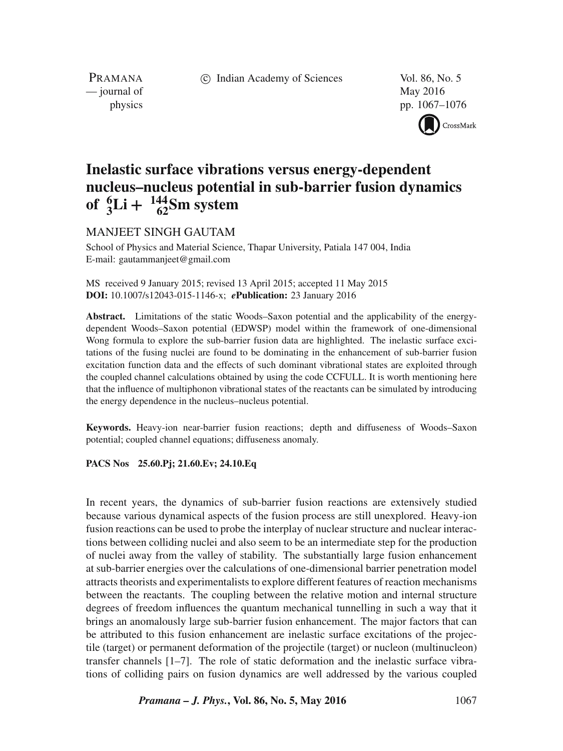# Inelastic surface vibrations versus energy-dependent nucleus–nucleus potential in sub-barrier fusion dynamics of ${}^{6}_{3}\mathrm{Li} + {}^{144}_{62}\mathrm{Sm}$ system

MANJEET SINGH GAUTAM

School of Physics and Material Science, Thapar University, Patiala 147 004, India
E-mail: gautammanjeet@gmail.com

MS received 9 January 2015; revised 13 April 2015; accepted 11 May 2015
**DOI:** 10.1007/s12043-015-1146-x; ***e*Publication:** 23 January 2016

**Abstract.** Limitations of the static Woods–Saxon potential and the applicability of the energy-dependent Woods–Saxon potential (EDWSP) model within the framework of one-dimensional Wong formula to explore the sub-barrier fusion data are highlighted. The inelastic surface excitations of the fusing nuclei are found to be dominating in the enhancement of sub-barrier fusion excitation function data and the effects of such dominant vibrational states are exploited through the coupled channel calculations obtained by using the code CCFULL. It is worth mentioning here that the influence of multiphonon vibrational states of the reactants can be simulated by introducing the energy dependence in the nucleus–nucleus potential.

**Keywords.** Heavy-ion near-barrier fusion reactions; depth and diffuseness of Woods–Saxon potential; coupled channel equations; diffuseness anomaly.

**PACS Nos** 25.60.Pj; 21.60.Ev; 24.10.Eq

In recent years, the dynamics of sub-barrier fusion reactions are extensively studied because various dynamical aspects of the fusion process are still unexplored. Heavy-ion fusion reactions can be used to probe the interplay of nuclear structure and nuclear interactions between colliding nuclei and also seem to be an intermediate step for the production of nuclei away from the valley of stability. The substantially large fusion enhancement at sub-barrier energies over the calculations of one-dimensional barrier penetration model attracts theorists and experimentalists to explore different features of reaction mechanisms between the reactants. The coupling between the relative motion and internal structure degrees of freedom influences the quantum mechanical tunnelling in such a way that it brings an anomalously large sub-barrier fusion enhancement. The major factors that can be attributed to this fusion enhancement are inelastic surface excitations of the projectile (target) or permanent deformation of the projectile (target) or nucleon (multinucleon) transfer channels [1–7]. The role of static deformation and the inelastic surface vibrations of colliding pairs on fusion dynamics are well addressed by the various coupled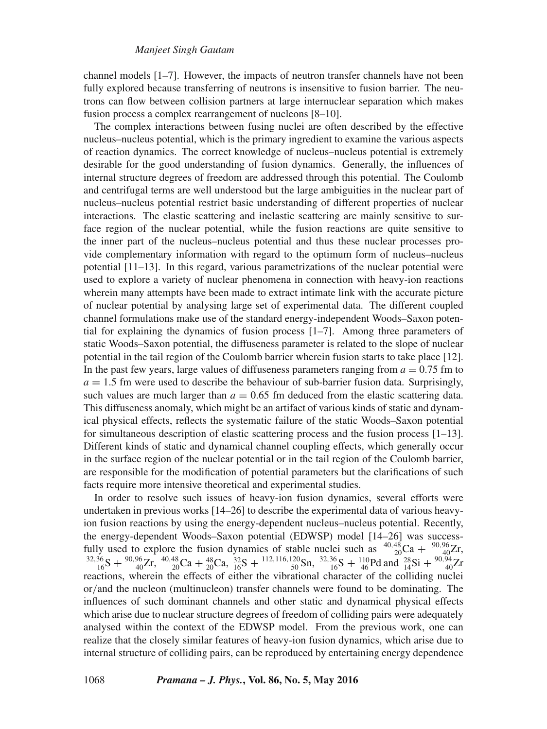channel models [1–7]. However, the impacts of neutron transfer channels have not been fully explored because transferring of neutrons is insensitive to fusion barrier. The neutrons can flow between collision partners at large internuclear separation which makes fusion process a complex rearrangement of nucleons [8–10].

The complex interactions between fusing nuclei are often described by the effective nucleus–nucleus potential, which is the primary ingredient to examine the various aspects of reaction dynamics. The correct knowledge of nucleus–nucleus potential is extremely desirable for the good understanding of fusion dynamics. Generally, the influences of internal structure degrees of freedom are addressed through this potential. The Coulomb and centrifugal terms are well understood but the large ambiguities in the nuclear part of nucleus–nucleus potential restrict basic understanding of different properties of nuclear interactions. The elastic scattering and inelastic scattering are mainly sensitive to surface region of the nuclear potential, while the fusion reactions are quite sensitive to the inner part of the nucleus–nucleus potential and thus these nuclear processes provide complementary information with regard to the optimum form of nucleus–nucleus potential [11–13]. In this regard, various parametrizations of the nuclear potential were used to explore a variety of nuclear phenomena in connection with heavy-ion reactions wherein many attempts have been made to extract intimate link with the accurate picture of nuclear potential by analysing large set of experimental data. The different coupled channel formulations make use of the standard energy-independent Woods–Saxon potential for explaining the dynamics of fusion process [1–7]. Among three parameters of static Woods–Saxon potential, the diffuseness parameter is related to the slope of nuclear potential in the tail region of the Coulomb barrier wherein fusion starts to take place [12]. In the past few years, large values of diffuseness parameters ranging from $a = 0.75$ fm to $a = 1.5$ fm were used to describe the behaviour of sub-barrier fusion data. Surprisingly, such values are much larger than $a = 0.65$ fm deduced from the elastic scattering data. This diffuseness anomaly, which might be an artifact of various kinds of static and dynamical physical effects, reflects the systematic failure of the static Woods–Saxon potential for simultaneous description of elastic scattering process and the fusion process [1–13]. Different kinds of static and dynamical channel coupling effects, which generally occur in the surface region of the nuclear potential or in the tail region of the Coulomb barrier, are responsible for the modification of potential parameters but the clarifications of such facts require more intensive theoretical and experimental studies.

In order to resolve such issues of heavy-ion fusion dynamics, several efforts were undertaken in previous works [14–26] to describe the experimental data of various heavy-ion fusion reactions by using the energy-dependent nucleus–nucleus potential. Recently, the energy-dependent Woods–Saxon potential (EDWSP) model [14–26] was successfully used to explore the fusion dynamics of stable nuclei such as $^{40,48}_{20}$Ca + $^{90,96}_{40}$Zr, $^{32,36}_{16}$S + $^{90,96}_{40}$Zr, $^{40,48}_{20}$Ca + $^{48}_{20}$Ca, $^{32}_{16}$S + $^{112,116,120}_{50}$Sn, $^{32,36}_{16}$S + $^{110}_{46}$Pd and $^{28}_{14}$Si + $^{90,94}_{40}$Zr reactions, wherein the effects of either the vibrational character of the colliding nuclei or/and the nucleon (multinucleon) transfer channels were found to be dominating. The influences of such dominant channels and other static and dynamical physical effects which arise due to nuclear structure degrees of freedom of colliding pairs were adequately analysed within the context of the EDWSP model. From the previous work, one can realize that the closely similar features of heavy-ion fusion dynamics, which arise due to internal structure of colliding pairs, can be reproduced by entertaining energy dependence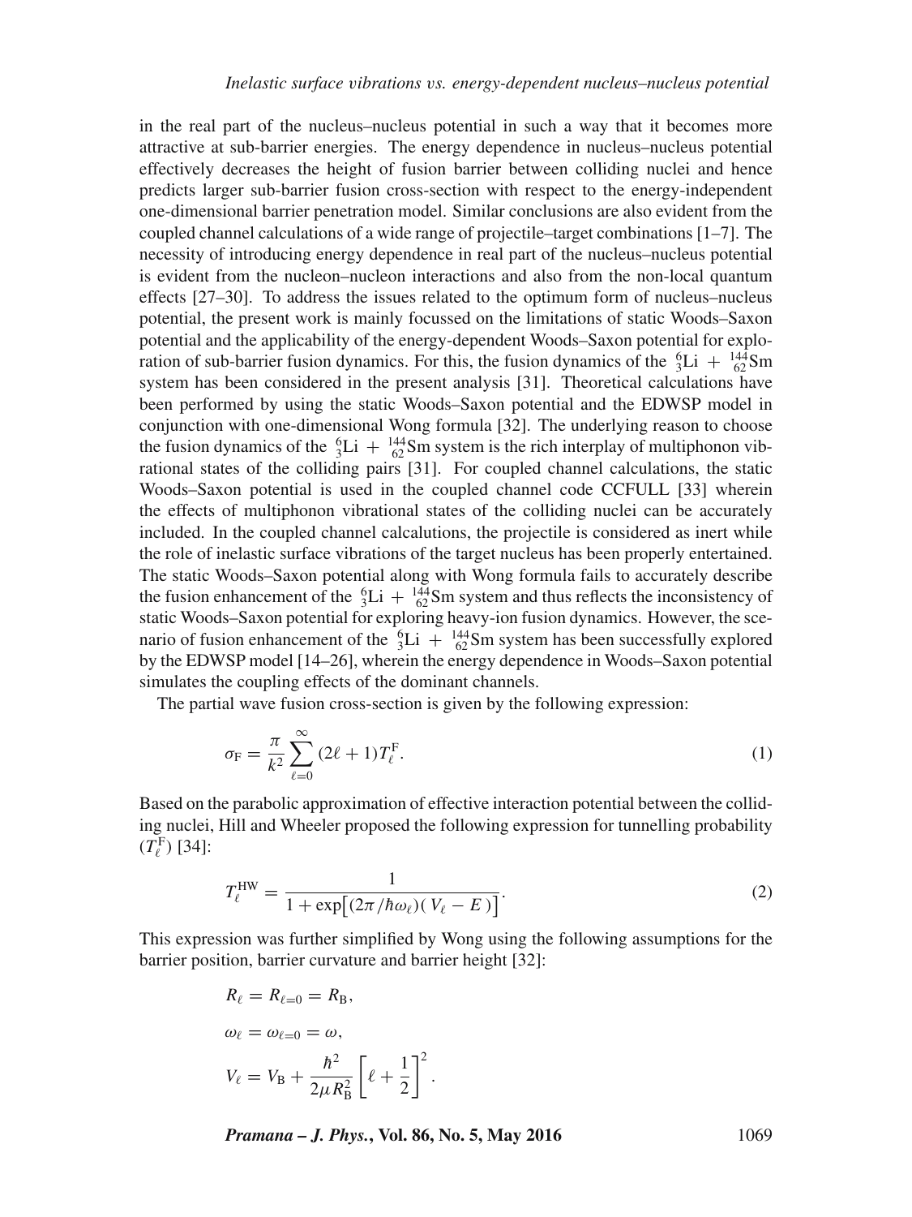in the real part of the nucleus–nucleus potential in such a way that it becomes more attractive at sub-barrier energies. The energy dependence in nucleus–nucleus potential effectively decreases the height of fusion barrier between colliding nuclei and hence predicts larger sub-barrier fusion cross-section with respect to the energy-independent one-dimensional barrier penetration model. Similar conclusions are also evident from the coupled channel calculations of a wide range of projectile–target combinations [1–7]. The necessity of introducing energy dependence in real part of the nucleus–nucleus potential is evident from the nucleon–nucleon interactions and also from the non-local quantum effects [27–30]. To address the issues related to the optimum form of nucleus–nucleus potential, the present work is mainly focussed on the limitations of static Woods–Saxon potential and the applicability of the energy-dependent Woods–Saxon potential for exploration of sub-barrier fusion dynamics. For this, the fusion dynamics of the ${}^{6}_{3}\mathrm{Li} + {}^{144}_{62}\mathrm{Sm}$ system has been considered in the present analysis [31]. Theoretical calculations have been performed by using the static Woods–Saxon potential and the EDWSP model in conjunction with one-dimensional Wong formula [32]. The underlying reason to choose the fusion dynamics of the ${}^{6}_{3}\mathrm{Li} + {}^{144}_{62}\mathrm{Sm}$ system is the rich interplay of multiphonon vibrational states of the colliding pairs [31]. For coupled channel calculations, the static Woods–Saxon potential is used in the coupled channel code CCFULL [33] wherein the effects of multiphonon vibrational states of the colliding nuclei can be accurately included. In the coupled channel calcalutions, the projectile is considered as inert while the role of inelastic surface vibrations of the target nucleus has been properly entertained. The static Woods–Saxon potential along with Wong formula fails to accurately describe the fusion enhancement of the ${}^{6}_{3}\mathrm{Li} + {}^{144}_{62}\mathrm{Sm}$ system and thus reflects the inconsistency of static Woods–Saxon potential for exploring heavy-ion fusion dynamics. However, the scenario of fusion enhancement of the ${}^{6}_{3}\mathrm{Li} + {}^{144}_{62}\mathrm{Sm}$ system has been successfully explored by the EDWSP model [14–26], wherein the energy dependence in Woods–Saxon potential simulates the coupling effects of the dominant channels.

The partial wave fusion cross-section is given by the following expression:

$$\sigma_{\mathrm{F}} = \frac{\pi}{k^2} \sum_{\ell=0}^{\infty} (2\ell + 1) T_{\ell}^{\mathrm{F}}. \tag{1}$$

Based on the parabolic approximation of effective interaction potential between the colliding nuclei, Hill and Wheeler proposed the following expression for tunnelling probability ($T_{\ell}^{\mathrm{F}}$) [34]:

$$T_{\ell}^{\mathrm{HW}} = \frac{1}{1 + \exp\left[(2\pi/\hbar\omega_{\ell})(\,V_{\ell} - E\,)\right]}. \tag{2}$$

This expression was further simplified by Wong using the following assumptions for the barrier position, barrier curvature and barrier height [32]:

$$R_{\ell} = R_{\ell=0} = R_{\mathrm{B}},$$

$$\omega_{\ell} = \omega_{\ell=0} = \omega,$$

$$V_{\ell} = V_{\mathrm{B}} + \frac{\hbar^2}{2\mu R_{\mathrm{B}}^2}\left[\ell + \frac{1}{2}\right]^2.$$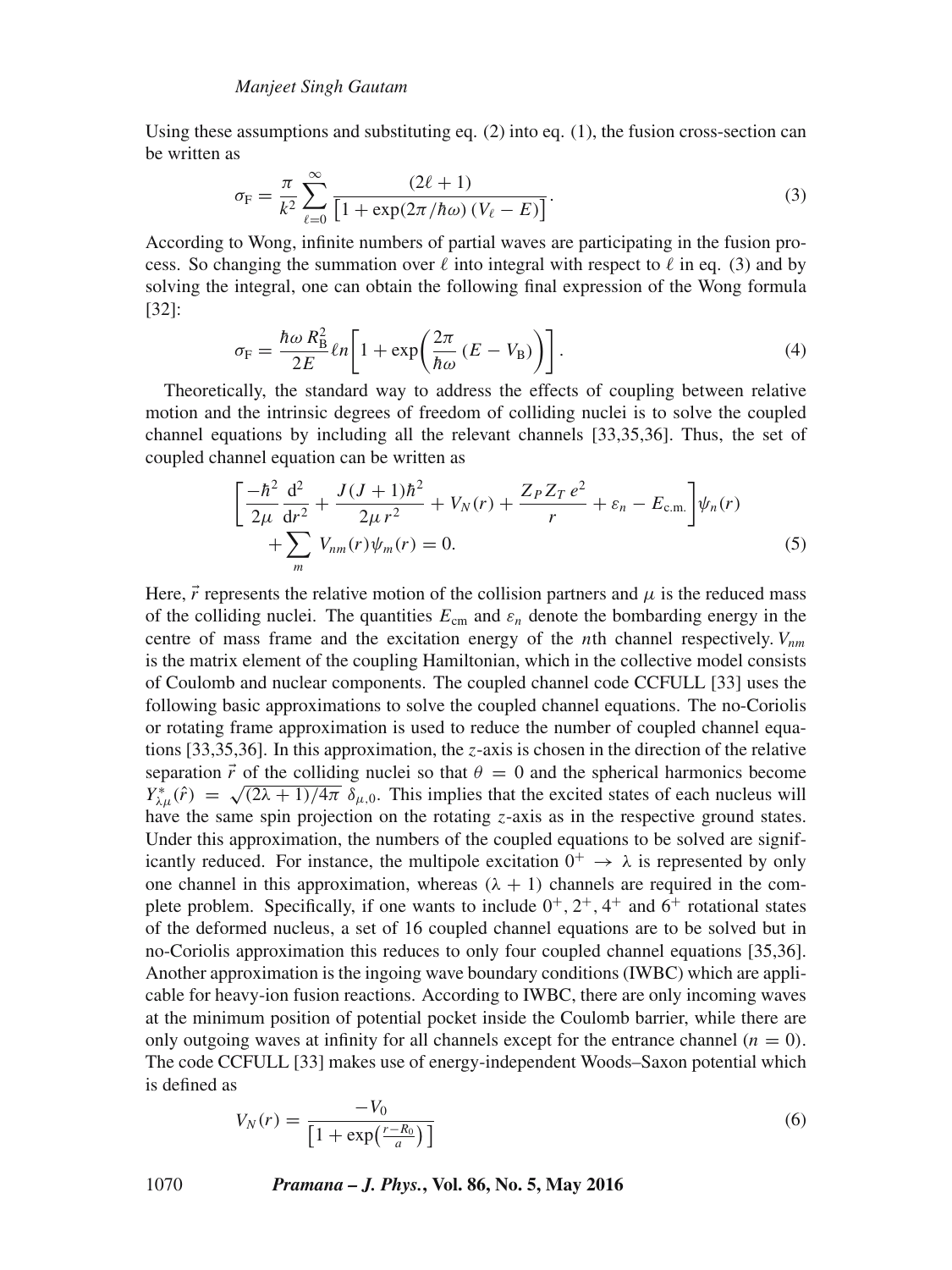Using these assumptions and substituting eq. (2) into eq. (1), the fusion cross-section can be written as

$$\sigma_{\mathrm{F}} = \frac{\pi}{k^2} \sum_{\ell=0}^{\infty} \frac{(2\ell + 1)}{\left[1 + \exp(2\pi/\hbar\omega)\,(V_\ell - E)\right]}. \tag{3}$$

According to Wong, infinite numbers of partial waves are participating in the fusion process. So changing the summation over $\ell$ into integral with respect to $\ell$ in eq. (3) and by solving the integral, one can obtain the following final expression of the Wong formula [32]:

$$\sigma_{\mathrm{F}} = \frac{\hbar\omega\, R_{\mathrm{B}}^2}{2E} \ell n\left[1 + \exp\!\left(\frac{2\pi}{\hbar\omega}\,(E - V_{\mathrm{B}})\right)\right]. \tag{4}$$

Theoretically, the standard way to address the effects of coupling between relative motion and the intrinsic degrees of freedom of colliding nuclei is to solve the coupled channel equations by including all the relevant channels [33,35,36]. Thus, the set of coupled channel equation can be written as

$$\left[\frac{-\hbar^2}{2\mu}\frac{\mathrm{d}^2}{\mathrm{d}r^2} + \frac{J(J+1)\hbar^2}{2\mu\, r^2} + V_N(r) + \frac{Z_P Z_T\, e^2}{r} + \varepsilon_n - E_{\mathrm{c.m.}}\right]\psi_n(r) + \sum_m V_{nm}(r)\psi_m(r) = 0. \tag{5}$$

Here, $\vec{r}$ represents the relative motion of the collision partners and $\mu$ is the reduced mass of the colliding nuclei. The quantities $E_{\mathrm{cm}}$ and $\varepsilon_n$ denote the bombarding energy in the centre of mass frame and the excitation energy of the $n$th channel respectively. $V_{nm}$ is the matrix element of the coupling Hamiltonian, which in the collective model consists of Coulomb and nuclear components. The coupled channel code CCFULL [33] uses the following basic approximations to solve the coupled channel equations. The no-Coriolis or rotating frame approximation is used to reduce the number of coupled channel equations [33,35,36]. In this approximation, the $z$-axis is chosen in the direction of the relative separation $\vec{r}$ of the colliding nuclei so that $\theta = 0$ and the spherical harmonics become $Y^*_{\lambda\mu}(\hat{r}) = \sqrt{(2\lambda + 1)/4\pi}\;\delta_{\mu,0}$. This implies that the excited states of each nucleus will have the same spin projection on the rotating $z$-axis as in the respective ground states. Under this approximation, the numbers of the coupled equations to be solved are significantly reduced. For instance, the multipole excitation $0^+ \to \lambda$ is represented by only one channel in this approximation, whereas $(\lambda + 1)$ channels are required in the complete problem. Specifically, if one wants to include $0^+, 2^+, 4^+$ and $6^+$ rotational states of the deformed nucleus, a set of 16 coupled channel equations are to be solved but in no-Coriolis approximation this reduces to only four coupled channel equations [35,36]. Another approximation is the ingoing wave boundary conditions (IWBC) which are applicable for heavy-ion fusion reactions. According to IWBC, there are only incoming waves at the minimum position of potential pocket inside the Coulomb barrier, while there are only outgoing waves at infinity for all channels except for the entrance channel ($n = 0$). The code CCFULL [33] makes use of energy-independent Woods–Saxon potential which is defined as

$$V_N(r) = \frac{-V_0}{\left[1 + \exp\!\left(\frac{r - R_0}{a}\right)\right]} \tag{6}$$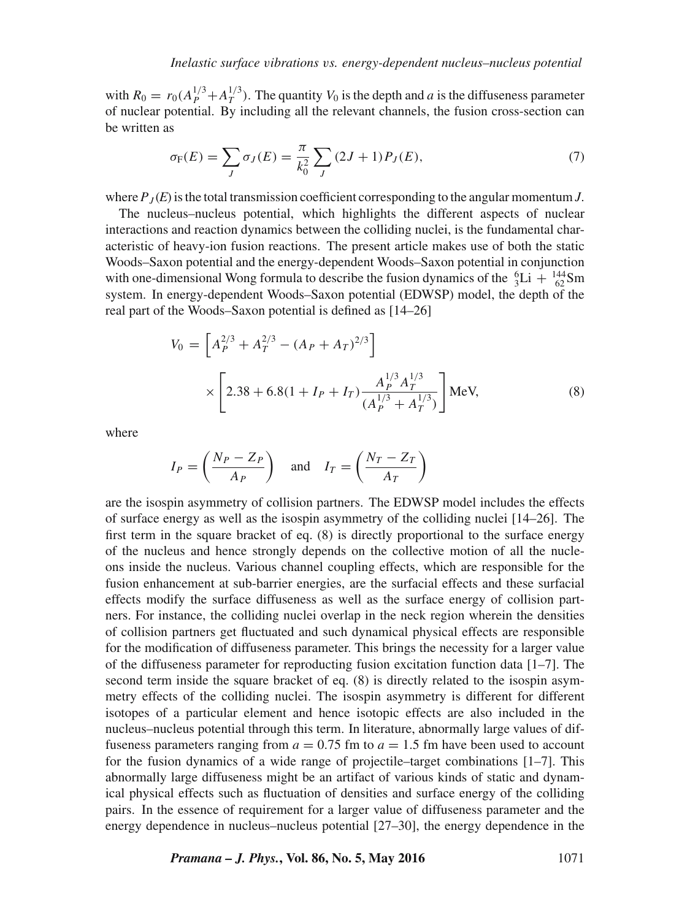with $R_0 = r_0(A_P^{1/3} + A_T^{1/3})$. The quantity $V_0$ is the depth and $a$ is the diffuseness parameter of nuclear potential. By including all the relevant channels, the fusion cross-section can be written as

$$\sigma_{\rm F}(E) = \sum_J \sigma_J(E) = \frac{\pi}{k_0^2} \sum_J (2J+1) P_J(E), \tag{7}$$

where $P_J(E)$ is the total transmission coefficient corresponding to the angular momentum $J$.

The nucleus–nucleus potential, which highlights the different aspects of nuclear interactions and reaction dynamics between the colliding nuclei, is the fundamental characteristic of heavy-ion fusion reactions. The present article makes use of both the static Woods–Saxon potential and the energy-dependent Woods–Saxon potential in conjunction with one-dimensional Wong formula to describe the fusion dynamics of the ${}^{6}_{3}\mathrm{Li} + {}^{144}_{62}\mathrm{Sm}$ system. In energy-dependent Woods–Saxon potential (EDWSP) model, the depth of the real part of the Woods–Saxon potential is defined as [14–26]

$$V_0 = \left[ A_P^{2/3} + A_T^{2/3} - (A_P + A_T)^{2/3} \right] \times \left[ 2.38 + 6.8(1 + I_P + I_T) \frac{A_P^{1/3} A_T^{1/3}}{(A_P^{1/3} + A_T^{1/3})} \right] \mathrm{MeV}, \tag{8}$$

where

$$I_P = \left( \frac{N_P - Z_P}{A_P} \right) \quad \text{and} \quad I_T = \left( \frac{N_T - Z_T}{A_T} \right)$$

are the isospin asymmetry of collision partners. The EDWSP model includes the effects of surface energy as well as the isospin asymmetry of the colliding nuclei [14–26]. The first term in the square bracket of eq. (8) is directly proportional to the surface energy of the nucleus and hence strongly depends on the collective motion of all the nucleons inside the nucleus. Various channel coupling effects, which are responsible for the fusion enhancement at sub-barrier energies, are the surfacial effects and these surfacial effects modify the surface diffuseness as well as the surface energy of collision partners. For instance, the colliding nuclei overlap in the neck region wherein the densities of collision partners get fluctuated and such dynamical physical effects are responsible for the modification of diffuseness parameter. This brings the necessity for a larger value of the diffuseness parameter for reproducting fusion excitation function data [1–7]. The second term inside the square bracket of eq. (8) is directly related to the isospin asymmetry effects of the colliding nuclei. The isospin asymmetry is different for different isotopes of a particular element and hence isotopic effects are also included in the nucleus–nucleus potential through this term. In literature, abnormally large values of diffuseness parameters ranging from $a = 0.75$ fm to $a = 1.5$ fm have been used to account for the fusion dynamics of a wide range of projectile–target combinations [1–7]. This abnormally large diffuseness might be an artifact of various kinds of static and dynamical physical effects such as fluctuation of densities and surface energy of the colliding pairs. In the essence of requirement for a larger value of diffuseness parameter and the energy dependence in nucleus–nucleus potential [27–30], the energy dependence in the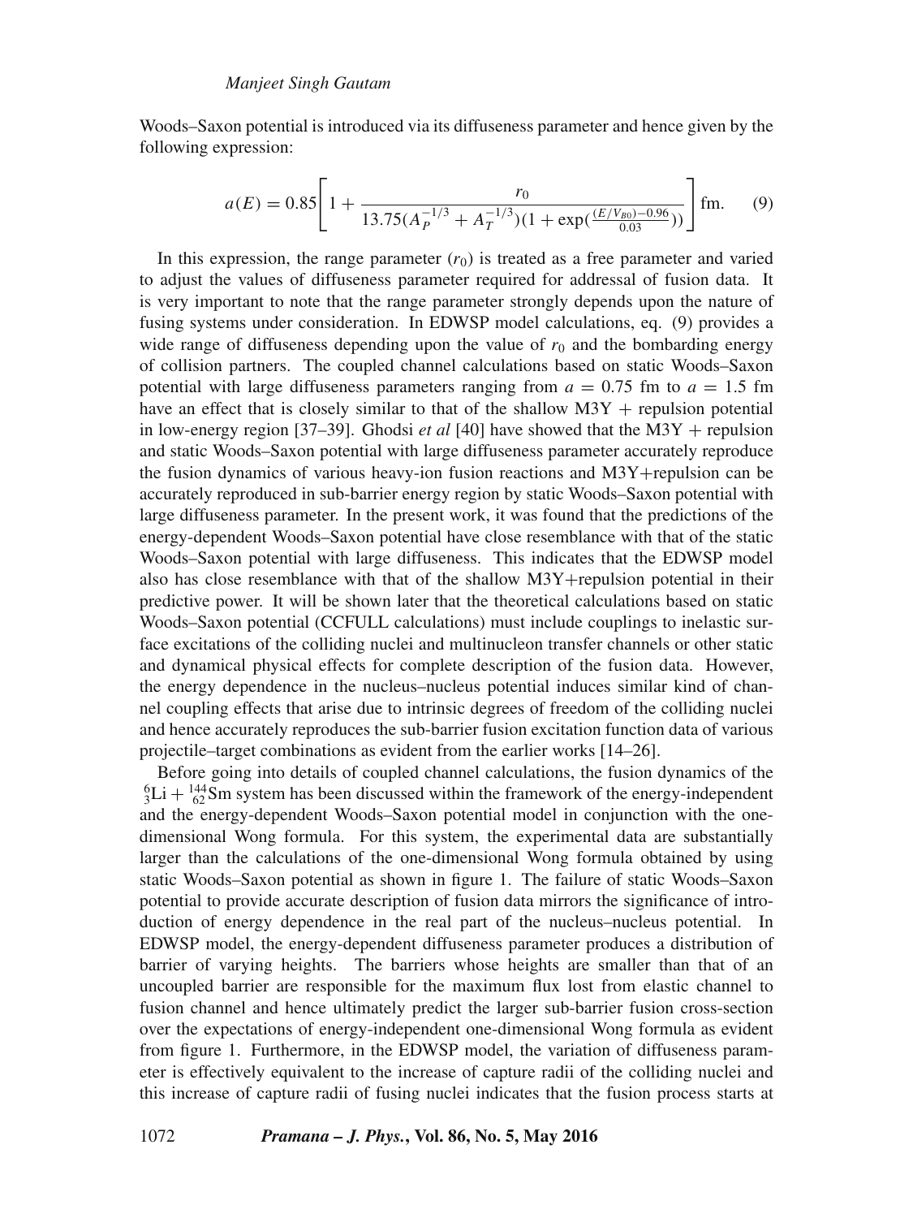Woods–Saxon potential is introduced via its diffuseness parameter and hence given by the following expression:

$$a(E) = 0.85\left[1 + \frac{r_0}{13.75(A_P^{-1/3} + A_T^{-1/3})(1 + \exp(\frac{(E/V_{B0})-0.96}{0.03}))}\right]\text{fm}. \quad (9)$$

In this expression, the range parameter ($r_0$) is treated as a free parameter and varied to adjust the values of diffuseness parameter required for addressal of fusion data. It is very important to note that the range parameter strongly depends upon the nature of fusing systems under consideration. In EDWSP model calculations, eq. (9) provides a wide range of diffuseness depending upon the value of $r_0$ and the bombarding energy of collision partners. The coupled channel calculations based on static Woods–Saxon potential with large diffuseness parameters ranging from $a = 0.75$ fm to $a = 1.5$ fm have an effect that is closely similar to that of the shallow M3Y + repulsion potential in low-energy region [37–39]. Ghodsi *et al* [40] have showed that the M3Y + repulsion and static Woods–Saxon potential with large diffuseness parameter accurately reproduce the fusion dynamics of various heavy-ion fusion reactions and M3Y+repulsion can be accurately reproduced in sub-barrier energy region by static Woods–Saxon potential with large diffuseness parameter. In the present work, it was found that the predictions of the energy-dependent Woods–Saxon potential have close resemblance with that of the static Woods–Saxon potential with large diffuseness. This indicates that the EDWSP model also has close resemblance with that of the shallow M3Y+repulsion potential in their predictive power. It will be shown later that the theoretical calculations based on static Woods–Saxon potential (CCFULL calculations) must include couplings to inelastic surface excitations of the colliding nuclei and multinucleon transfer channels or other static and dynamical physical effects for complete description of the fusion data. However, the energy dependence in the nucleus–nucleus potential induces similar kind of channel coupling effects that arise due to intrinsic degrees of freedom of the colliding nuclei and hence accurately reproduces the sub-barrier fusion excitation function data of various projectile–target combinations as evident from the earlier works [14–26].

Before going into details of coupled channel calculations, the fusion dynamics of the ${}^{6}_{3}\text{Li} + {}^{144}_{62}\text{Sm}$ system has been discussed within the framework of the energy-independent and the energy-dependent Woods–Saxon potential model in conjunction with the one-dimensional Wong formula. For this system, the experimental data are substantially larger than the calculations of the one-dimensional Wong formula obtained by using static Woods–Saxon potential as shown in figure 1. The failure of static Woods–Saxon potential to provide accurate description of fusion data mirrors the significance of introduction of energy dependence in the real part of the nucleus–nucleus potential. In EDWSP model, the energy-dependent diffuseness parameter produces a distribution of barrier of varying heights. The barriers whose heights are smaller than that of an uncoupled barrier are responsible for the maximum flux lost from elastic channel to fusion channel and hence ultimately predict the larger sub-barrier fusion cross-section over the expectations of energy-independent one-dimensional Wong formula as evident from figure 1. Furthermore, in the EDWSP model, the variation of diffuseness parameter is effectively equivalent to the increase of capture radii of the colliding nuclei and this increase of capture radii of fusing nuclei indicates that the fusion process starts at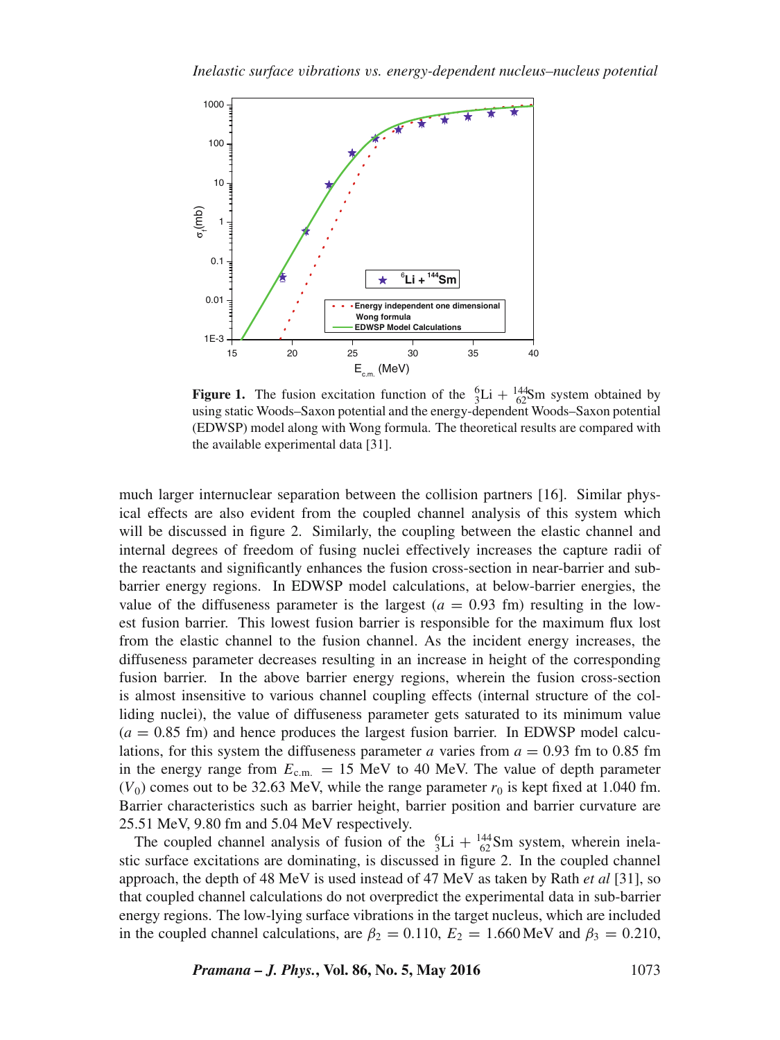**Figure 1.** The fusion excitation function of the ${}^{6}_{3}$Li + ${}^{144}_{62}$Sm system obtained by using static Woods–Saxon potential and the energy-dependent Woods–Saxon potential (EDWSP) model along with Wong formula. The theoretical results are compared with the available experimental data [31].

much larger internuclear separation between the collision partners [16]. Similar physical effects are also evident from the coupled channel analysis of this system which will be discussed in figure 2. Similarly, the coupling between the elastic channel and internal degrees of freedom of fusing nuclei effectively increases the capture radii of the reactants and significantly enhances the fusion cross-section in near-barrier and sub-barrier energy regions. In EDWSP model calculations, at below-barrier energies, the value of the diffuseness parameter is the largest ($a = 0.93$ fm) resulting in the lowest fusion barrier. This lowest fusion barrier is responsible for the maximum flux lost from the elastic channel to the fusion channel. As the incident energy increases, the diffuseness parameter decreases resulting in an increase in height of the corresponding fusion barrier. In the above barrier energy regions, wherein the fusion cross-section is almost insensitive to various channel coupling effects (internal structure of the colliding nuclei), the value of diffuseness parameter gets saturated to its minimum value ($a = 0.85$ fm) and hence produces the largest fusion barrier. In EDWSP model calculations, for this system the diffuseness parameter $a$ varies from $a = 0.93$ fm to 0.85 fm in the energy range from $E_{\text{c.m.}} = 15$ MeV to 40 MeV. The value of depth parameter ($V_0$) comes out to be 32.63 MeV, while the range parameter $r_0$ is kept fixed at 1.040 fm. Barrier characteristics such as barrier height, barrier position and barrier curvature are 25.51 MeV, 9.80 fm and 5.04 MeV respectively.

The coupled channel analysis of fusion of the ${}^{6}_{3}$Li + ${}^{144}_{62}$Sm system, wherein inelastic surface excitations are dominating, is discussed in figure 2. In the coupled channel approach, the depth of 48 MeV is used instead of 47 MeV as taken by Rath *et al* [31], so that coupled channel calculations do not overpredict the experimental data in sub-barrier energy regions. The low-lying surface vibrations in the target nucleus, which are included in the coupled channel calculations, are $\beta_2 = 0.110$, $E_2 = 1.660$ MeV and $\beta_3 = 0.210$,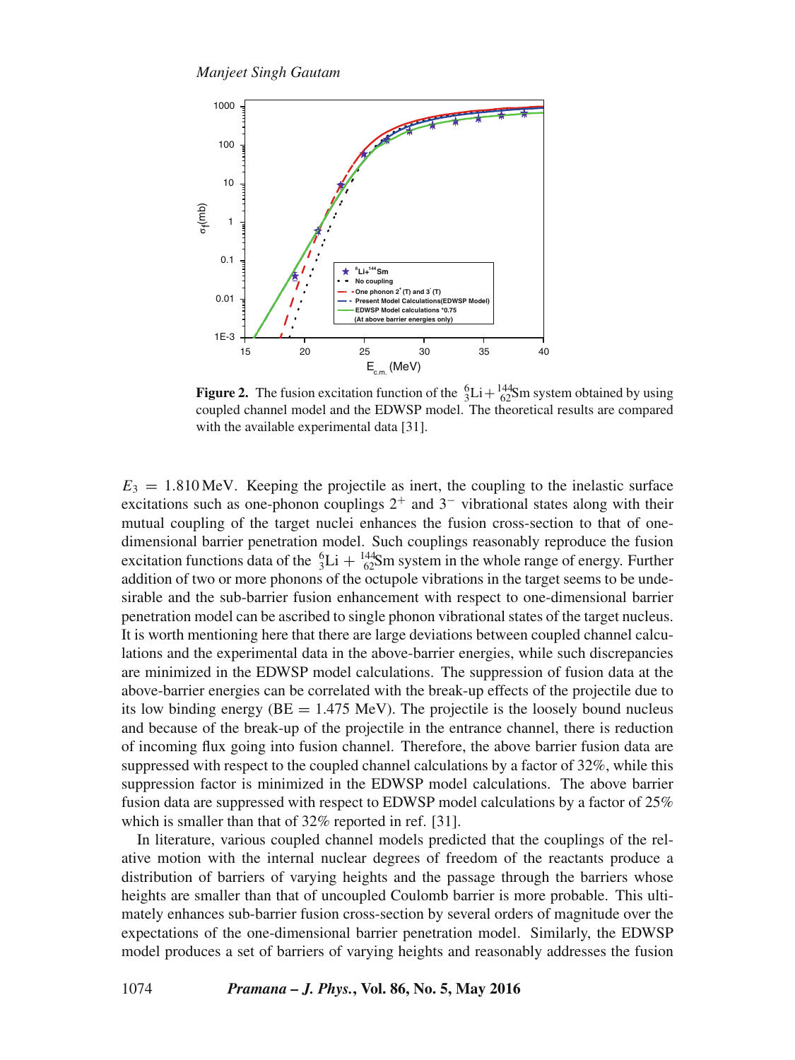**Figure 2.** The fusion excitation function of the $^{6}_{3}$Li + $^{144}_{62}$Sm system obtained by using coupled channel model and the EDWSP model. The theoretical results are compared with the available experimental data [31].

$E_3 = 1.810$ MeV. Keeping the projectile as inert, the coupling to the inelastic surface excitations such as one-phonon couplings $2^+$ and $3^-$ vibrational states along with their mutual coupling of the target nuclei enhances the fusion cross-section to that of one-dimensional barrier penetration model. Such couplings reasonably reproduce the fusion excitation functions data of the $^{6}_{3}$Li + $^{144}_{62}$Sm system in the whole range of energy. Further addition of two or more phonons of the octupole vibrations in the target seems to be undesirable and the sub-barrier fusion enhancement with respect to one-dimensional barrier penetration model can be ascribed to single phonon vibrational states of the target nucleus. It is worth mentioning here that there are large deviations between coupled channel calculations and the experimental data in the above-barrier energies, while such discrepancies are minimized in the EDWSP model calculations. The suppression of fusion data at the above-barrier energies can be correlated with the break-up effects of the projectile due to its low binding energy (BE = 1.475 MeV). The projectile is the loosely bound nucleus and because of the break-up of the projectile in the entrance channel, there is reduction of incoming flux going into fusion channel. Therefore, the above barrier fusion data are suppressed with respect to the coupled channel calculations by a factor of 32%, while this suppression factor is minimized in the EDWSP model calculations. The above barrier fusion data are suppressed with respect to EDWSP model calculations by a factor of 25% which is smaller than that of 32% reported in ref. [31].

In literature, various coupled channel models predicted that the couplings of the relative motion with the internal nuclear degrees of freedom of the reactants produce a distribution of barriers of varying heights and the passage through the barriers whose heights are smaller than that of uncoupled Coulomb barrier is more probable. This ultimately enhances sub-barrier fusion cross-section by several orders of magnitude over the expectations of the one-dimensional barrier penetration model. Similarly, the EDWSP model produces a set of barriers of varying heights and reasonably addresses the fusion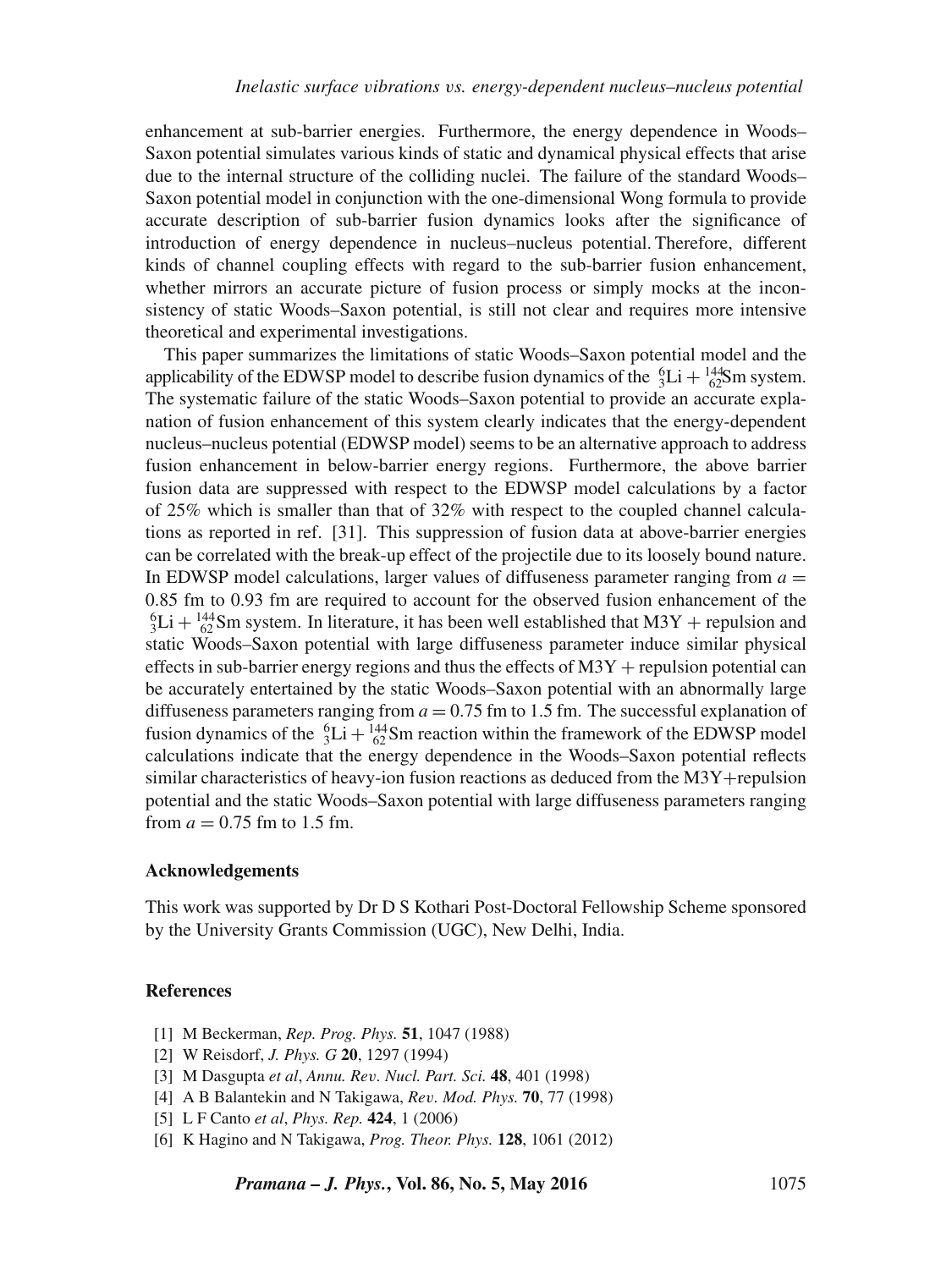enhancement at sub-barrier energies. Furthermore, the energy dependence in Woods–Saxon potential simulates various kinds of static and dynamical physical effects that arise due to the internal structure of the colliding nuclei. The failure of the standard Woods–Saxon potential model in conjunction with the one-dimensional Wong formula to provide accurate description of sub-barrier fusion dynamics looks after the significance of introduction of energy dependence in nucleus–nucleus potential. Therefore, different kinds of channel coupling effects with regard to the sub-barrier fusion enhancement, whether mirrors an accurate picture of fusion process or simply mocks at the inconsistency of static Woods–Saxon potential, is still not clear and requires more intensive theoretical and experimental investigations.

This paper summarizes the limitations of static Woods–Saxon potential model and the applicability of the EDWSP model to describe fusion dynamics of the ${}^{6}_{3}\mathrm{Li} + {}^{144}_{62}\mathrm{Sm}$ system. The systematic failure of the static Woods–Saxon potential to provide an accurate explanation of fusion enhancement of this system clearly indicates that the energy-dependent nucleus–nucleus potential (EDWSP model) seems to be an alternative approach to address fusion enhancement in below-barrier energy regions. Furthermore, the above barrier fusion data are suppressed with respect to the EDWSP model calculations by a factor of 25% which is smaller than that of 32% with respect to the coupled channel calculations as reported in ref. [31]. This suppression of fusion data at above-barrier energies can be correlated with the break-up effect of the projectile due to its loosely bound nature. In EDWSP model calculations, larger values of diffuseness parameter ranging from $a =$ 0.85 fm to 0.93 fm are required to account for the observed fusion enhancement of the ${}^{6}_{3}\mathrm{Li} + {}^{144}_{62}\mathrm{Sm}$ system. In literature, it has been well established that M3Y + repulsion and static Woods–Saxon potential with large diffuseness parameter induce similar physical effects in sub-barrier energy regions and thus the effects of M3Y + repulsion potential can be accurately entertained by the static Woods–Saxon potential with an abnormally large diffuseness parameters ranging from $a = 0.75$ fm to 1.5 fm. The successful explanation of fusion dynamics of the ${}^{6}_{3}\mathrm{Li} + {}^{144}_{62}\mathrm{Sm}$ reaction within the framework of the EDWSP model calculations indicate that the energy dependence in the Woods–Saxon potential reflects similar characteristics of heavy-ion fusion reactions as deduced from the M3Y+repulsion potential and the static Woods–Saxon potential with large diffuseness parameters ranging from $a = 0.75$ fm to 1.5 fm.

### Acknowledgements

This work was supported by Dr D S Kothari Post-Doctoral Fellowship Scheme sponsored by the University Grants Commission (UGC), New Delhi, India.

### References

[1] M Beckerman, *Rep. Prog. Phys.* **51**, 1047 (1988)
[2] W Reisdorf, *J. Phys. G* **20**, 1297 (1994)
[3] M Dasgupta *et al*, *Annu. Rev. Nucl. Part. Sci.* **48**, 401 (1998)
[4] A B Balantekin and N Takigawa, *Rev. Mod. Phys.* **70**, 77 (1998)
[5] L F Canto *et al*, *Phys. Rep.* **424**, 1 (2006)
[6] K Hagino and N Takigawa, *Prog. Theor. Phys.* **128**, 1061 (2012)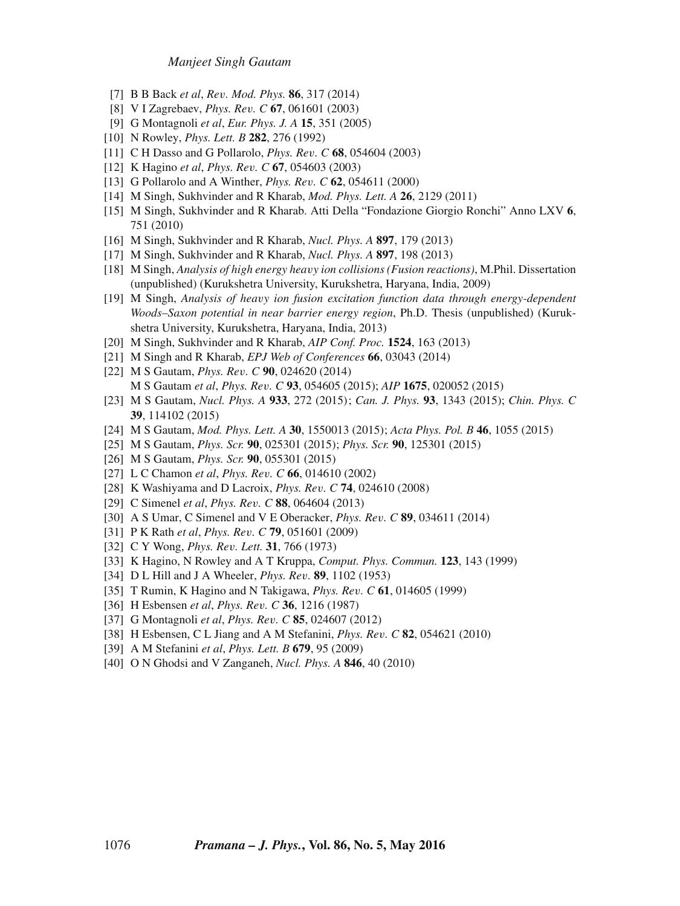[7] B B Back *et al*, *Rev. Mod. Phys.* **86**, 317 (2014)
[8] V I Zagrebaev, *Phys. Rev. C* **67**, 061601 (2003)
[9] G Montagnoli *et al*, *Eur. Phys. J. A* **15**, 351 (2005)
[10] N Rowley, *Phys. Lett. B* **282**, 276 (1992)
[11] C H Dasso and G Pollarolo, *Phys. Rev. C* **68**, 054604 (2003)
[12] K Hagino *et al*, *Phys. Rev. C* **67**, 054603 (2003)
[13] G Pollarolo and A Winther, *Phys. Rev. C* **62**, 054611 (2000)
[14] M Singh, Sukhvinder and R Kharab, *Mod. Phys. Lett. A* **26**, 2129 (2011)
[15] M Singh, Sukhvinder and R Kharab. Atti Della "Fondazione Giorgio Ronchi" Anno LXV **6**, 751 (2010)
[16] M Singh, Sukhvinder and R Kharab, *Nucl. Phys. A* **897**, 179 (2013)
[17] M Singh, Sukhvinder and R Kharab, *Nucl. Phys. A* **897**, 198 (2013)
[18] M Singh, *Analysis of high energy heavy ion collisions (Fusion reactions)*, M.Phil. Dissertation (unpublished) (Kurukshetra University, Kurukshetra, Haryana, India, 2009)
[19] M Singh, *Analysis of heavy ion fusion excitation function data through energy-dependent Woods–Saxon potential in near barrier energy region*, Ph.D. Thesis (unpublished) (Kurukshetra University, Kurukshetra, Haryana, India, 2013)
[20] M Singh, Sukhvinder and R Kharab, *AIP Conf. Proc.* **1524**, 163 (2013)
[21] M Singh and R Kharab, *EPJ Web of Conferences* **66**, 03043 (2014)
[22] M S Gautam, *Phys. Rev. C* **90**, 024620 (2014)
M S Gautam *et al*, *Phys. Rev. C* **93**, 054605 (2015); *AIP* **1675**, 020052 (2015)
[23] M S Gautam, *Nucl. Phys. A* **933**, 272 (2015); *Can. J. Phys.* **93**, 1343 (2015); *Chin. Phys. C* **39**, 114102 (2015)
[24] M S Gautam, *Mod. Phys. Lett. A* **30**, 1550013 (2015); *Acta Phys. Pol. B* **46**, 1055 (2015)
[25] M S Gautam, *Phys. Scr.* **90**, 025301 (2015); *Phys. Scr.* **90**, 125301 (2015)
[26] M S Gautam, *Phys. Scr.* **90**, 055301 (2015)
[27] L C Chamon *et al*, *Phys. Rev. C* **66**, 014610 (2002)
[28] K Washiyama and D Lacroix, *Phys. Rev. C* **74**, 024610 (2008)
[29] C Simenel *et al*, *Phys. Rev. C* **88**, 064604 (2013)
[30] A S Umar, C Simenel and V E Oberacker, *Phys. Rev. C* **89**, 034611 (2014)
[31] P K Rath *et al*, *Phys. Rev. C* **79**, 051601 (2009)
[32] C Y Wong, *Phys. Rev. Lett.* **31**, 766 (1973)
[33] K Hagino, N Rowley and A T Kruppa, *Comput. Phys. Commun.* **123**, 143 (1999)
[34] D L Hill and J A Wheeler, *Phys. Rev.* **89**, 1102 (1953)
[35] T Rumin, K Hagino and N Takigawa, *Phys. Rev. C* **61**, 014605 (1999)
[36] H Esbensen *et al*, *Phys. Rev. C* **36**, 1216 (1987)
[37] G Montagnoli *et al*, *Phys. Rev. C* **85**, 024607 (2012)
[38] H Esbensen, C L Jiang and A M Stefanini, *Phys. Rev. C* **82**, 054621 (2010)
[39] A M Stefanini *et al*, *Phys. Lett. B* **679**, 95 (2009)
[40] O N Ghodsi and V Zanganeh, *Nucl. Phys. A* **846**, 40 (2010)